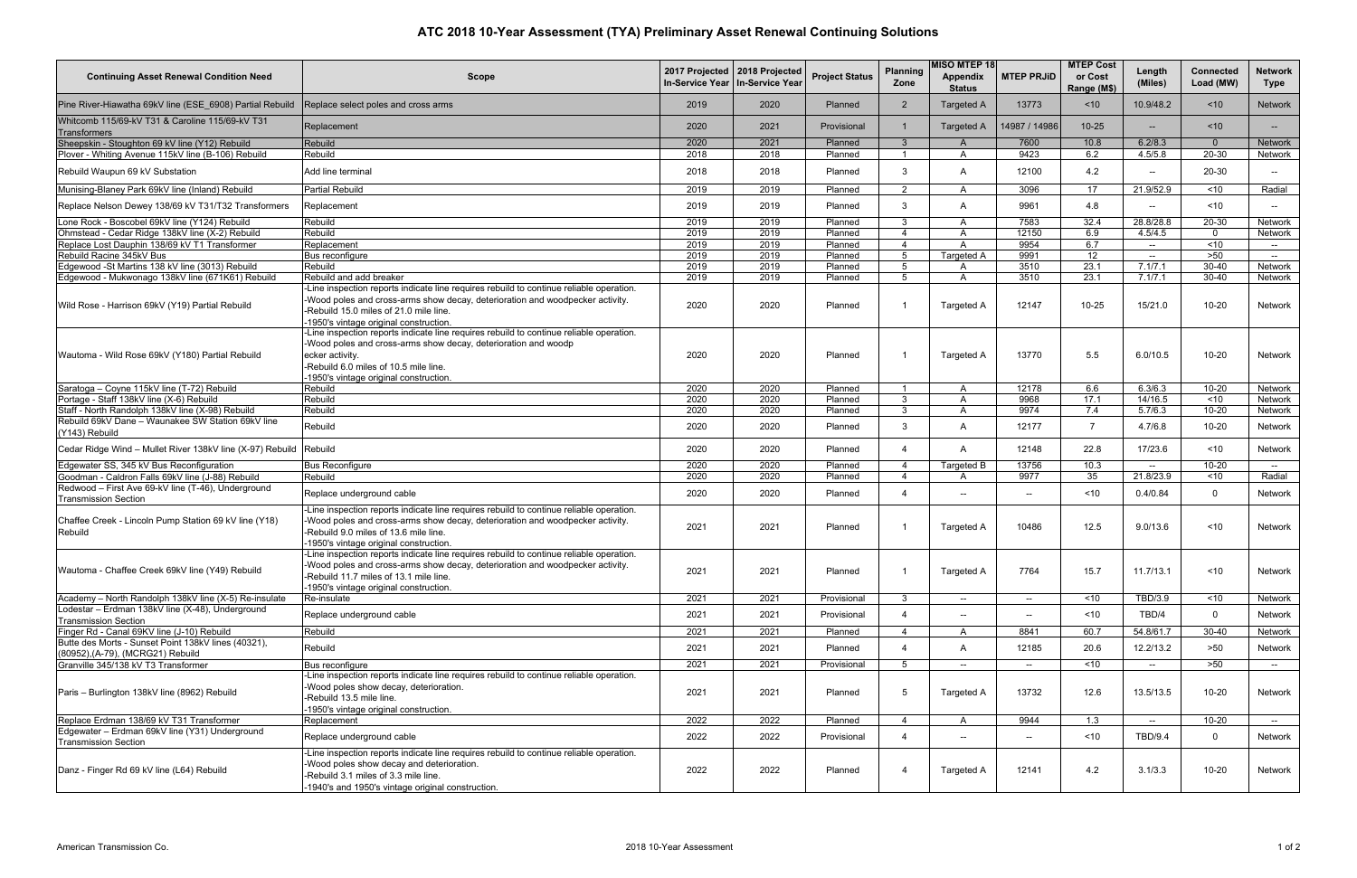# ATC 2018 10-Year Assessment (TYA) Preliminary Asset Renewal Continuing Solutions

| Continuing Asset Renewal Condition Need | Scope | 2017 Projected In-Service Year | 2018 Projected In-Service Year | Project Status | Planning Zone | MISO MTEP 18 Appendix Status | MTEP PRJiD | MTEP Cost or Cost Range (M$) | Length (Miles) | Connected Load (MW) | Network Type |
|---|---|---|---|---|---|---|---|---|---|---|---|
| Pine River-Hiawatha 69kV line (ESE_6908) Partial Rebuild | Replace select poles and cross arms | 2019 | 2020 | Planned | 2 | Targeted A | 13773 | <10 | 10.9/48.2 | <10 | Network |
| Whitcomb 115/69-kV T31 & Caroline 115/69-kV T31 Transformers | Replacement | 2020 | 2021 | Provisional | 1 | Targeted A | 14987 / 14986 | 10-25 | -- | <10 | -- |
| Sheepskin - Stoughton 69 kV line (Y12) Rebuild | Rebuild | 2020 | 2021 | Planned | 3 | A | 7600 | 10.8 | 6.2/8.3 | 0 | Network |
| Plover - Whiting Avenue 115kV line (B-106) Rebuild | Rebuild | 2018 | 2018 | Planned | 1 | A | 9423 | 6.2 | 4.5/5.8 | 20-30 | Network |
| Rebuild Waupun 69 kV Substation | Add line terminal | 2018 | 2018 | Planned | 3 | A | 12100 | 4.2 | -- | 20-30 | -- |
| Munising-Blaney Park 69kV line (Inland) Rebuild | Partial Rebuild | 2019 | 2019 | Planned | 2 | A | 3096 | 17 | 21.9/52.9 | <10 | Radial |
| Replace Nelson Dewey 138/69 kV T31/T32 Transformers | Replacement | 2019 | 2019 | Planned | 3 | A | 9961 | 4.8 | -- | <10 | -- |
| Lone Rock - Boscobel 69kV line (Y124) Rebuild | Rebuild | 2019 | 2019 | Planned | 3 | A | 7583 | 32.4 | 28.8/28.8 | 20-30 | Network |
| Ohmstead - Cedar Ridge 138kV line (X-2) Rebuild | Rebuild | 2019 | 2019 | Planned | 4 | A | 12150 | 6.9 | 4.5/4.5 | 0 | Network |
| Replace Lost Dauphin 138/69 kV T1 Transformer | Replacement | 2019 | 2019 | Planned | 4 | A | 9954 | 6.7 | -- | <10 | -- |
| Rebuild Racine 345kV Bus | Bus reconfigure | 2019 | 2019 | Planned | 5 | Targeted A | 9991 | 12 | -- | >50 | -- |
| Edgewood -St Martins 138 kV line (3013) Rebuild | Rebuild | 2019 | 2019 | Planned | 5 | A | 3510 | 23.1 | 7.1/7.1 | 30-40 | Network |
| Edgewood - Mukwonago 138kV line (671K61) Rebuild | Rebuild and add breaker | 2019 | 2019 | Planned | 5 | A | 3510 | 23.1 | 7.1/7.1 | 30-40 | Network |
| Wild Rose - Harrison 69kV (Y19) Partial Rebuild | -Line inspection reports indicate line requires rebuild to continue reliable operation.<br>-Wood poles and cross-arms show decay, deterioration and woodpecker activity.<br>-Rebuild 15.0 miles of 21.0 mile line.<br>-1950's vintage original construction. | 2020 | 2020 | Planned | 1 | Targeted A | 12147 | 10-25 | 15/21.0 | 10-20 | Network |
| Wautoma - Wild Rose 69kV (Y180) Partial Rebuild | -Line inspection reports indicate line requires rebuild to continue reliable operation.<br>-Wood poles and cross-arms show decay, deterioration and woodp ecker activity.<br>-Rebuild 6.0 miles of 10.5 mile line.<br>-1950's vintage original construction. | 2020 | 2020 | Planned | 1 | Targeted A | 13770 | 5.5 | 6.0/10.5 | 10-20 | Network |
| Saratoga – Coyne 115kV line (T-72) Rebuild | Rebuild | 2020 | 2020 | Planned | 1 | A | 12178 | 6.6 | 6.3/6.3 | 10-20 | Network |
| Portage - Staff 138kV line (X-6) Rebuild | Rebuild | 2020 | 2020 | Planned | 3 | A | 9968 | 17.1 | 14/16.5 | <10 | Network |
| Staff - North Randolph 138kV line (X-98) Rebuild | Rebuild | 2020 | 2020 | Planned | 3 | A | 9974 | 7.4 | 5.7/6.3 | 10-20 | Network |
| Rebuild 69kV Dane – Waunakee SW Station 69kV line (Y143) Rebuild | Rebuild | 2020 | 2020 | Planned | 3 | A | 12177 | 7 | 4.7/6.8 | 10-20 | Network |
| Cedar Ridge Wind – Mullet River 138kV line (X-97) Rebuild | Rebuild | 2020 | 2020 | Planned | 4 | A | 12148 | 22.8 | 17/23.6 | <10 | Network |
| Edgewater SS, 345 kV Bus Reconfiguration | Bus Reconfigure | 2020 | 2020 | Planned | 4 | Targeted B | 13756 | 10.3 | -- | 10-20 | -- |
| Goodman - Caldron Falls 69kV line (J-88) Rebuild | Rebuild | 2020 | 2020 | Planned | 4 | A | 9977 | 35 | 21.8/23.9 | <10 | Radial |
| Redwood – First Ave 69-kV line (T-46), Underground Transmission Section | Replace underground cable | 2020 | 2020 | Planned | 4 | -- | -- | <10 | 0.4/0.84 | 0 | Network |
| Chaffee Creek - Lincoln Pump Station 69 kV line (Y18) Rebuild | -Line inspection reports indicate line requires rebuild to continue reliable operation.<br>-Wood poles and cross-arms show decay, deterioration and woodpecker activity.<br>-Rebuild 9.0 miles of 13.6 mile line.<br>-1950's vintage original construction. | 2021 | 2021 | Planned | 1 | Targeted A | 10486 | 12.5 | 9.0/13.6 | <10 | Network |
| Wautoma - Chaffee Creek 69kV line (Y49) Rebuild | -Line inspection reports indicate line requires rebuild to continue reliable operation.<br>-Wood poles and cross-arms show decay, deterioration and woodpecker activity.<br>-Rebuild 11.7 miles of 13.1 mile line.<br>-1950's vintage original construction. | 2021 | 2021 | Planned | 1 | Targeted A | 7764 | 15.7 | 11.7/13.1 | <10 | Network |
| Academy – North Randolph 138kV line (X-5) Re-insulate | Re-insulate | 2021 | 2021 | Provisional | 3 | -- | -- | <10 | TBD/3.9 | <10 | Network |
| Lodestar – Erdman 138kV line (X-48), Underground Transmission Section | Replace underground cable | 2021 | 2021 | Provisional | 4 | -- | -- | <10 | TBD/4 | 0 | Network |
| Finger Rd - Canal 69KV line (J-10) Rebuild | Rebuild | 2021 | 2021 | Planned | 4 | A | 8841 | 60.7 | 54.8/61.7 | 30-40 | Network |
| Butte des Morts - Sunset Point 138kV lines (40321),(80952),(A-79), (MCRG21) Rebuild | Rebuild | 2021 | 2021 | Planned | 4 | A | 12185 | 20.6 | 12.2/13.2 | >50 | Network |
| Granville 345/138 kV T3 Transformer | Bus reconfigure | 2021 | 2021 | Provisional | 5 | -- | -- | <10 | -- | >50 | -- |
| Paris – Burlington 138kV line (8962) Rebuild | -Line inspection reports indicate line requires rebuild to continue reliable operation.<br>-Wood poles show decay, deterioration.<br>-Rebuild 13.5 mile line.<br>-1950's vintage original construction. | 2021 | 2021 | Planned | 5 | Targeted A | 13732 | 12.6 | 13.5/13.5 | 10-20 | Network |
| Replace Erdman 138/69 kV T31 Transformer | Replacement | 2022 | 2022 | Planned | 4 | A | 9944 | 1.3 | -- | 10-20 | -- |
| Edgewater – Erdman 69kV line (Y31) Underground Transmission Section | Replace underground cable | 2022 | 2022 | Provisional | 4 | -- | -- | <10 | TBD/9.4 | 0 | Network |
| Danz - Finger Rd 69 kV line (L64) Rebuild | -Line inspection reports indicate line requires rebuild to continue reliable operation.<br>-Wood poles show decay and deterioration.<br>-Rebuild 3.1 miles of 3.3 mile line.<br>-1940's and 1950's vintage original construction. | 2022 | 2022 | Planned | 4 | Targeted A | 12141 | 4.2 | 3.1/3.3 | 10-20 | Network |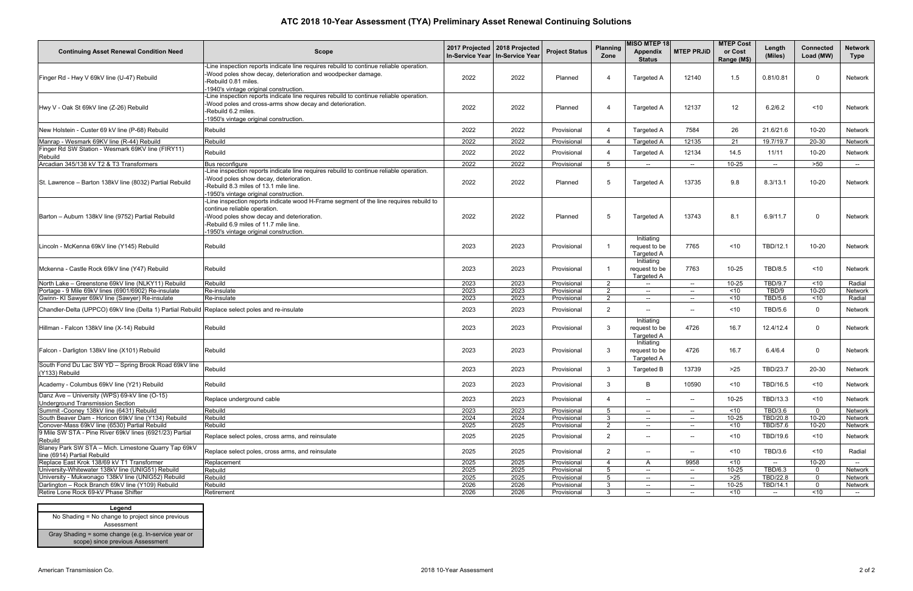# ATC 2018 10-Year Assessment (TYA) Preliminary Asset Renewal Continuing Solutions

| Continuing Asset Renewal Condition Need | Scope | 2017 Projected In-Service Year | 2018 Projected In-Service Year | Project Status | Planning Zone | MISO MTEP 18 Appendix Status | MTEP PRJiD | MTEP Cost or Cost Range (M$) | Length (Miles) | Connected Load (MW) | Network Type |
|---|---|---|---|---|---|---|---|---|---|---|---|
| Finger Rd - Hwy V 69kV line (U-47) Rebuild | -Line inspection reports indicate line requires rebuild to continue reliable operation.<br>-Wood poles show decay, deterioration and woodpecker damage.<br>-Rebuild 0.81 miles.<br>-1940's vintage original construction. | 2022 | 2022 | Planned | 4 | Targeted A | 12140 | 1.5 | 0.81/0.81 | 0 | Network |
| Hwy V - Oak St 69kV line (Z-26) Rebuild | -Line inspection reports indicate line requires rebuild to continue reliable operation.<br>-Wood poles and cross-arms show decay and deterioration.<br>-Rebuild 6.2 miles.<br>-1950's vintage original construction. | 2022 | 2022 | Planned | 4 | Targeted A | 12137 | 12 | 6.2/6.2 | <10 | Network |
| New Holstein - Custer 69 kV line (P-68) Rebuild | Rebuild | 2022 | 2022 | Provisional | 4 | Targeted A | 7584 | 26 | 21.6/21.6 | 10-20 | Network |
| Manrap - Wesmark 69KV line (R-44) Rebuild | Rebuild | 2022 | 2022 | Provisional | 4 | Targeted A | 12135 | 21 | 19.7/19.7 | 20-30 | Network |
| Finger Rd SW Station - Wesmark 69KV line (FIRY11) Rebuild | Rebuild | 2022 | 2022 | Provisional | 4 | Targeted A | 12134 | 14.5 | 11/11 | 10-20 | Network |
| Arcadian 345/138 kV T2 & T3 Transformers | Bus reconfigure | 2022 | 2022 | Provisional | 5 | -- | -- | 10-25 | -- | >50 | -- |
| St. Lawrence – Barton 138kV line (8032) Partial Rebuild | -Line inspection reports indicate line requires rebuild to continue reliable operation.<br>-Wood poles show decay, deterioration.<br>-Rebuild 8.3 miles of 13.1 mile line.<br>-1950's vintage original construction. | 2022 | 2022 | Planned | 5 | Targeted A | 13735 | 9.8 | 8.3/13.1 | 10-20 | Network |
| Barton – Auburn 138kV line (9752) Partial Rebuild | -Line inspection reports indicate wood H-Frame segment of the line requires rebuild to continue reliable operation.<br>-Wood poles show decay and deterioration.<br>-Rebuild 6.9 miles of 11.7 mile line.<br>-1950's vintage original construction. | 2022 | 2022 | Planned | 5 | Targeted A | 13743 | 8.1 | 6.9/11.7 | 0 | Network |
| Lincoln - McKenna 69kV line (Y145) Rebuild | Rebuild | 2023 | 2023 | Provisional | 1 | Initiating request to be Targeted A | 7765 | <10 | TBD/12.1 | 10-20 | Network |
| Mckenna - Castle Rock 69kV line (Y47) Rebuild | Rebuild | 2023 | 2023 | Provisional | 1 | Initiating request to be Targeted A | 7763 | 10-25 | TBD/8.5 | <10 | Network |
| North Lake – Greenstone 69kV line (NLKY11) Rebuild | Rebuild | 2023 | 2023 | Provisional | 2 | -- | -- | 10-25 | TBD/9.7 | <10 | Radial |
| Portage - 9 Mile 69kV lines (6901/6902) Re-insulate | Re-insulate | 2023 | 2023 | Provisional | 2 | -- | -- | <10 | TBD/9 | 10-20 | Network |
| Gwinn- KI Sawyer 69kV line (Sawyer) Re-insulate | Re-insulate | 2023 | 2023 | Provisional | 2 | -- | -- | <10 | TBD/5.6 | <10 | Radial |
| Chandler-Delta (UPPCO) 69kV line (Delta 1) Partial Rebuild | Replace select poles and re-insulate | 2023 | 2023 | Provisional | 2 | -- | -- | <10 | TBD/5.6 | 0 | Network |
| Hillman - Falcon 138kV line (X-14) Rebuild | Rebuild | 2023 | 2023 | Provisional | 3 | Initiating request to be Targeted A | 4726 | 16.7 | 12.4/12.4 | 0 | Network |
| Falcon - Darligton 138kV line (X101) Rebuild | Rebuild | 2023 | 2023 | Provisional | 3 | Initiating request to be Targeted A | 4726 | 16.7 | 6.4/6.4 | 0 | Network |
| South Fond Du Lac SW YD – Spring Brook Road 69kV line (Y133) Rebuild | Rebuild | 2023 | 2023 | Provisional | 3 | Targeted B | 13739 | >25 | TBD/23.7 | 20-30 | Network |
| Academy - Columbus 69kV line (Y21) Rebuild | Rebuild | 2023 | 2023 | Provisional | 3 | B | 10590 | <10 | TBD/16.5 | <10 | Network |
| Danz Ave – University (WPS) 69-kV line (O-15) Underground Transmission Section | Replace underground cable | 2023 | 2023 | Provisional | 4 | -- | -- | 10-25 | TBD/13.3 | <10 | Network |
| Summit -Cooney 138kV line (6431) Rebuild | Rebuild | 2023 | 2023 | Provisional | 5 | -- | -- | <10 | TBD/3.6 | 0 | Network |
| South Beaver Dam - Horicon 69kV line (Y134) Rebuild | Rebuild | 2024 | 2024 | Provisional | 3 | -- | -- | 10-25 | TBD/20.8 | 10-20 | Network |
| Conover-Mass 69kV line (6530) Partial Rebuild | Rebuild | 2025 | 2025 | Provisional | 2 | -- | -- | <10 | TBD/57.6 | 10-20 | Network |
| 9 Mile SW STA - Pine River 69kV lines (6921/23) Partial Rebuild | Replace select poles, cross arms, and reinsulate | 2025 | 2025 | Provisional | 2 | -- | -- | <10 | TBD/19.6 | <10 | Network |
| Blaney Park SW STA – Mich. Limestone Quarry Tap 69kV line (6914) Partial Rebuild | Replace select poles, cross arms, and reinsulate | 2025 | 2025 | Provisional | 2 | -- | -- | <10 | TBD/3.6 | <10 | Radial |
| Replace East Krok 138/69 kV T1 Transformer | Replacement | 2025 | 2025 | Provisional | 4 | A | 9958 | <10 | -- | 10-20 | -- |
| University-Whitewater 138kV line (UNIG51) Rebuild | Rebuild | 2025 | 2025 | Provisional | 5 | -- | -- | 10-25 | TBD/6.3 | 0 | Network |
| University - Mukwonago 138kV line (UNIG52) Rebuild | Rebuild | 2025 | 2025 | Provisional | 5 | -- | -- | >25 | TBD/22.8 | 0 | Network |
| Darlington – Rock Branch 69kV line (Y109) Rebuild | Rebuild | 2026 | 2026 | Provisional | 3 | -- | -- | 10-25 | TBD/14.1 | 0 | Network |
| Retire Lone Rock 69-kV Phase Shifter | Retirement | 2026 | 2026 | Provisional | 3 | -- | -- | <10 | -- | <10 | -- |

| Legend |
|---|
| No Shading = No change to project since previous Assessment |
| Gray Shading = some change (e.g. In-service year or scope) since previous Assessment |